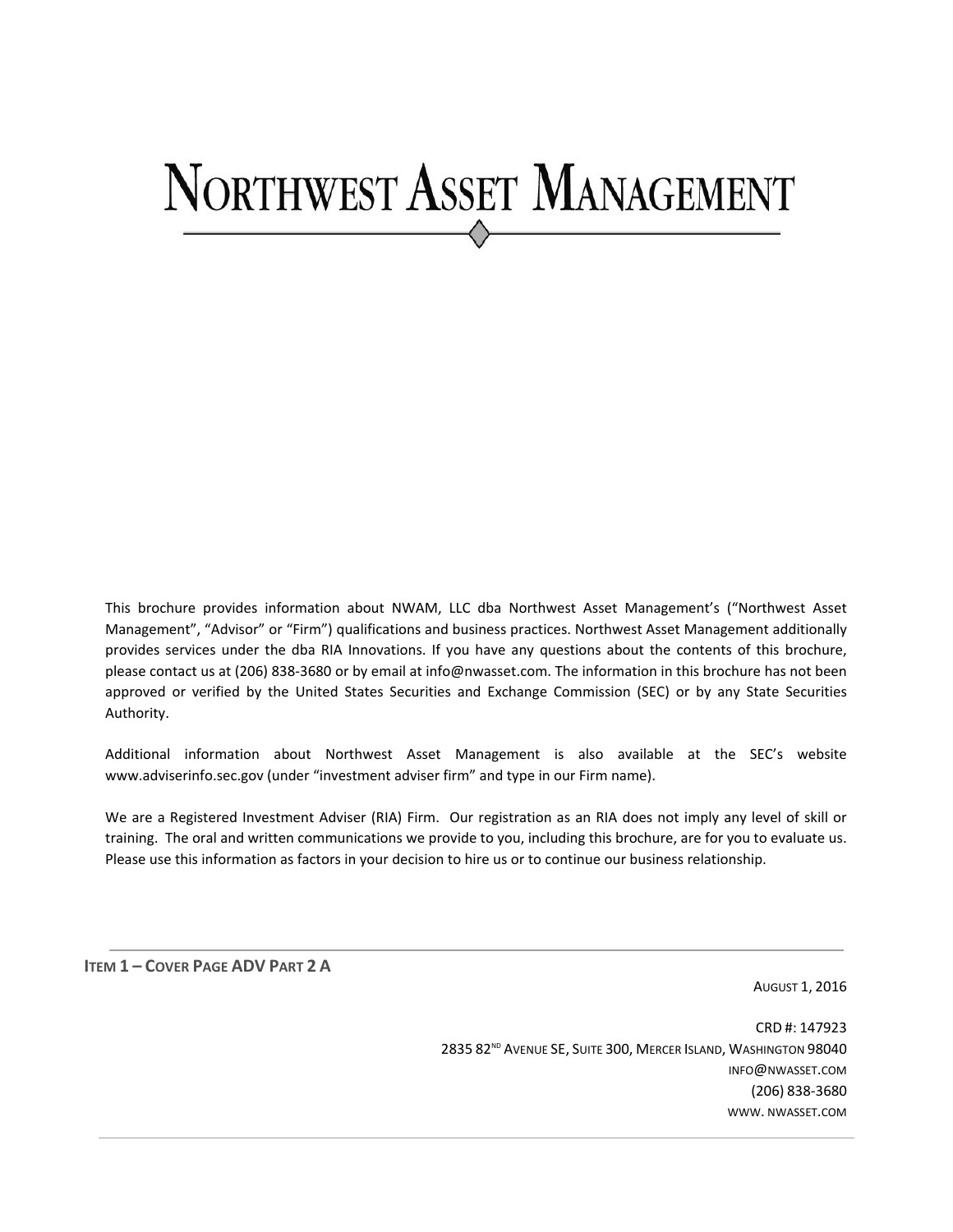# NORTHWEST ASSET MANAGEMENT

This brochure provides information about NWAM, LLC dba Northwest Asset Management's ("Northwest Asset Management", "Advisor" or "Firm") qualifications and business practices. Northwest Asset Management additionally provides services under the dba RIA Innovations. If you have any questions about the contents of this brochure, please contact us at (206) 838-3680 or by email at info@nwasset.com. The information in this brochure has not been approved or verified by the United States Securities and Exchange Commission (SEC) or by any State Securities Authority.

Additional information about Northwest Asset Management is also available at the SEC's website www.adviserinfo.sec.gov (under "investment adviser firm" and type in our Firm name).

We are a Registered Investment Adviser (RIA) Firm. Our registration as an RIA does not imply any level of skill or training. The oral and written communications we provide to you, including this brochure, are for you to evaluate us. Please use this information as factors in your decision to hire us or to continue our business relationship.

**ITEM 1 – COVER PAGE ADV PART 2 A**

AUGUST 1, 2016

CRD #: 147923
2835 82ND AVENUE SE, SUITE 300, MERCER ISLAND, WASHINGTON 98040
INFO@NWASSET.COM
(206) 838-3680
WWW. NWASSET.COM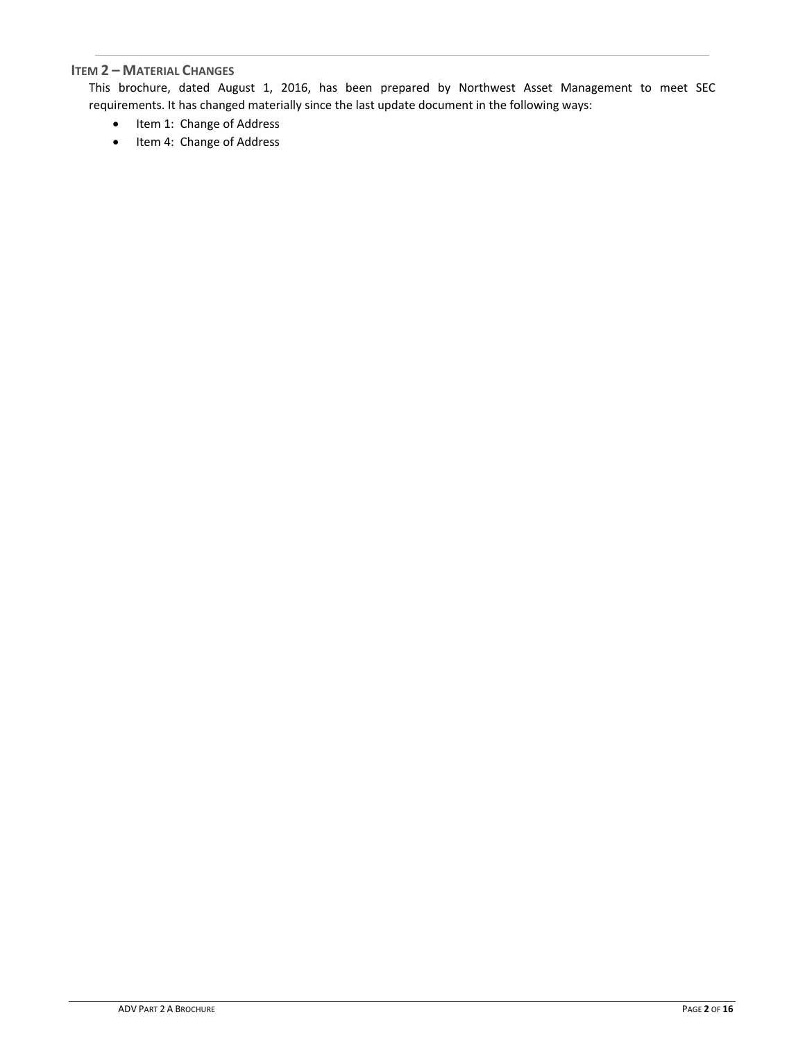## Item 2 – Material Changes

This brochure, dated August 1, 2016, has been prepared by Northwest Asset Management to meet SEC requirements. It has changed materially since the last update document in the following ways:

- Item 1: Change of Address
- Item 4: Change of Address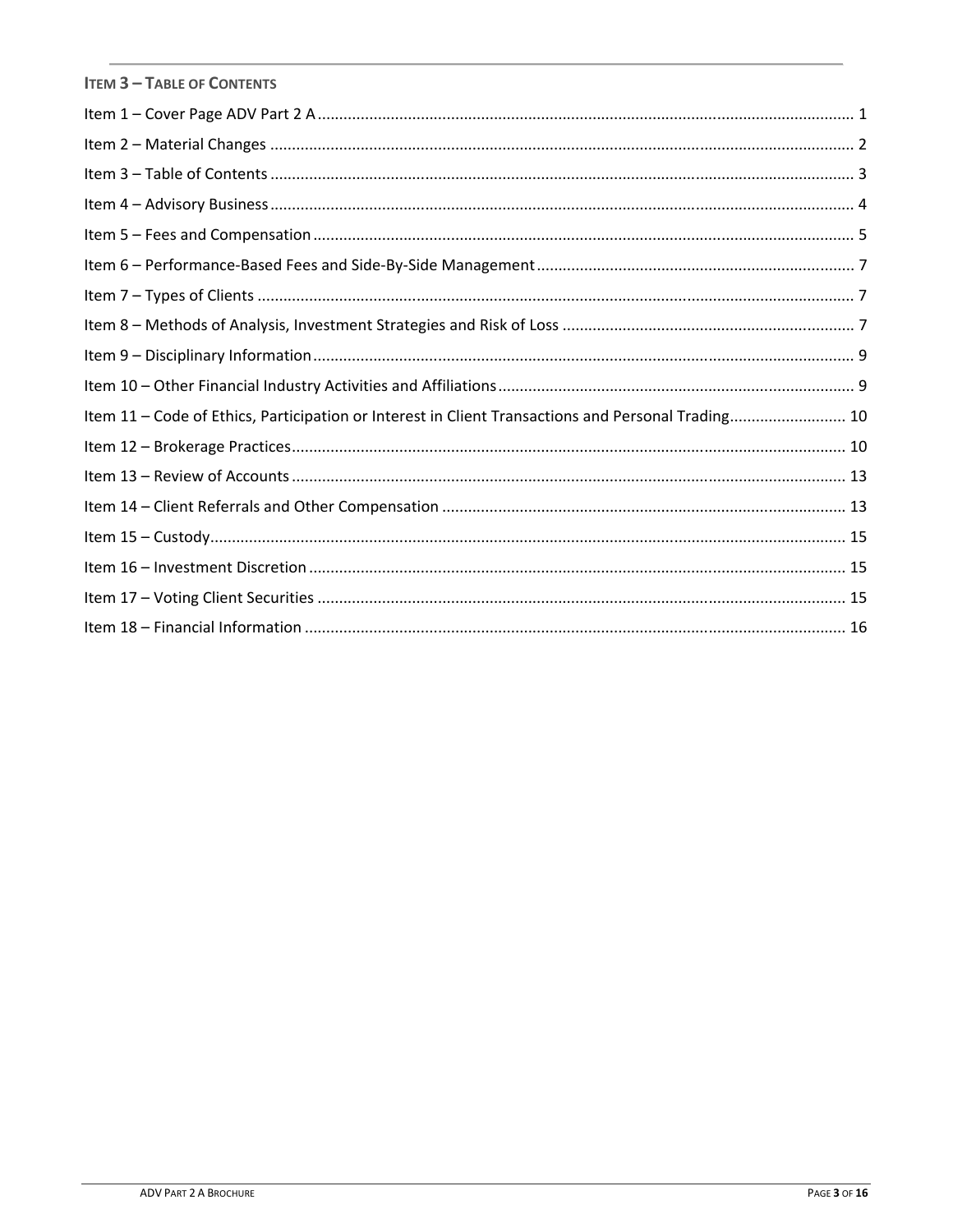## Item 3 – Table of Contents

Item 1 – Cover Page ADV Part 2 A ........................................................................................................... 1

Item 2 – Material Changes ...................................................................................................................... 2

Item 3 – Table of Contents ...................................................................................................................... 3

Item 4 – Advisory Business ...................................................................................................................... 4

Item 5 – Fees and Compensation ............................................................................................................ 5

Item 6 – Performance-Based Fees and Side-By-Side Management ........................................................................ 7

Item 7 – Types of Clients ......................................................................................................................... 7

Item 8 – Methods of Analysis, Investment Strategies and Risk of Loss ................................................................... 7

Item 9 – Disciplinary Information ............................................................................................................ 9

Item 10 – Other Financial Industry Activities and Affiliations ................................................................................. 9

Item 11 – Code of Ethics, Participation or Interest in Client Transactions and Personal Trading ........................... 10

Item 12 – Brokerage Practices ............................................................................................................... 10

Item 13 – Review of Accounts ............................................................................................................... 13

Item 14 – Client Referrals and Other Compensation ............................................................................................ 13

Item 15 – Custody .................................................................................................................................. 15

Item 16 – Investment Discretion ............................................................................................................ 15

Item 17 – Voting Client Securities ......................................................................................................... 15

Item 18 – Financial Information ............................................................................................................ 16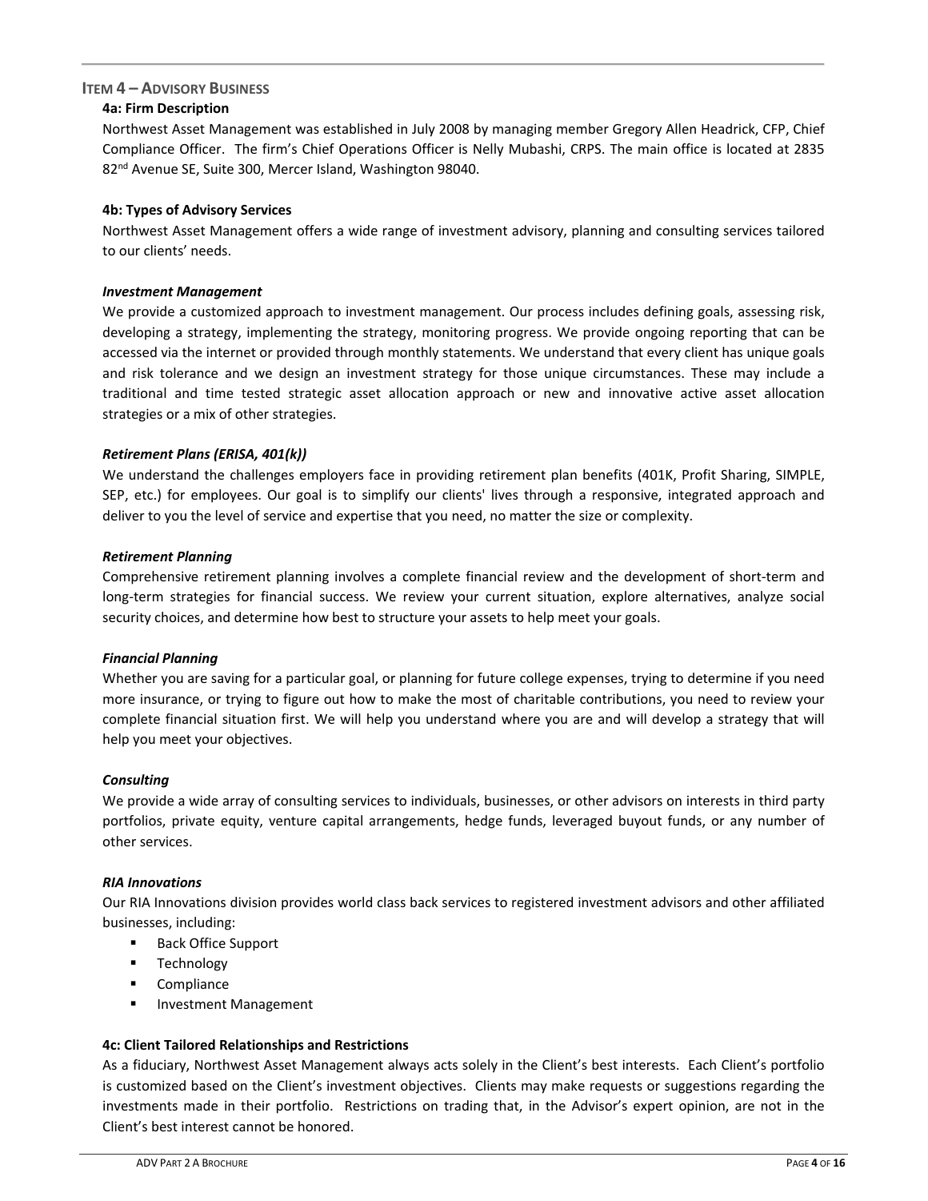## Item 4 – Advisory Business

### 4a: Firm Description

Northwest Asset Management was established in July 2008 by managing member Gregory Allen Headrick, CFP, Chief Compliance Officer. The firm's Chief Operations Officer is Nelly Mubashi, CRPS. The main office is located at 2835 82nd Avenue SE, Suite 300, Mercer Island, Washington 98040.

### 4b: Types of Advisory Services

Northwest Asset Management offers a wide range of investment advisory, planning and consulting services tailored to our clients' needs.

***Investment Management***

We provide a customized approach to investment management. Our process includes defining goals, assessing risk, developing a strategy, implementing the strategy, monitoring progress. We provide ongoing reporting that can be accessed via the internet or provided through monthly statements. We understand that every client has unique goals and risk tolerance and we design an investment strategy for those unique circumstances. These may include a traditional and time tested strategic asset allocation approach or new and innovative active asset allocation strategies or a mix of other strategies.

***Retirement Plans (ERISA, 401(k))***

We understand the challenges employers face in providing retirement plan benefits (401K, Profit Sharing, SIMPLE, SEP, etc.) for employees. Our goal is to simplify our clients' lives through a responsive, integrated approach and deliver to you the level of service and expertise that you need, no matter the size or complexity.

***Retirement Planning***

Comprehensive retirement planning involves a complete financial review and the development of short-term and long-term strategies for financial success. We review your current situation, explore alternatives, analyze social security choices, and determine how best to structure your assets to help meet your goals.

***Financial Planning***

Whether you are saving for a particular goal, or planning for future college expenses, trying to determine if you need more insurance, or trying to figure out how to make the most of charitable contributions, you need to review your complete financial situation first. We will help you understand where you are and will develop a strategy that will help you meet your objectives.

***Consulting***

We provide a wide array of consulting services to individuals, businesses, or other advisors on interests in third party portfolios, private equity, venture capital arrangements, hedge funds, leveraged buyout funds, or any number of other services.

***RIA Innovations***

Our RIA Innovations division provides world class back services to registered investment advisors and other affiliated businesses, including:

- Back Office Support
- Technology
- Compliance
- Investment Management

### 4c: Client Tailored Relationships and Restrictions

As a fiduciary, Northwest Asset Management always acts solely in the Client's best interests. Each Client's portfolio is customized based on the Client's investment objectives. Clients may make requests or suggestions regarding the investments made in their portfolio. Restrictions on trading that, in the Advisor's expert opinion, are not in the Client's best interest cannot be honored.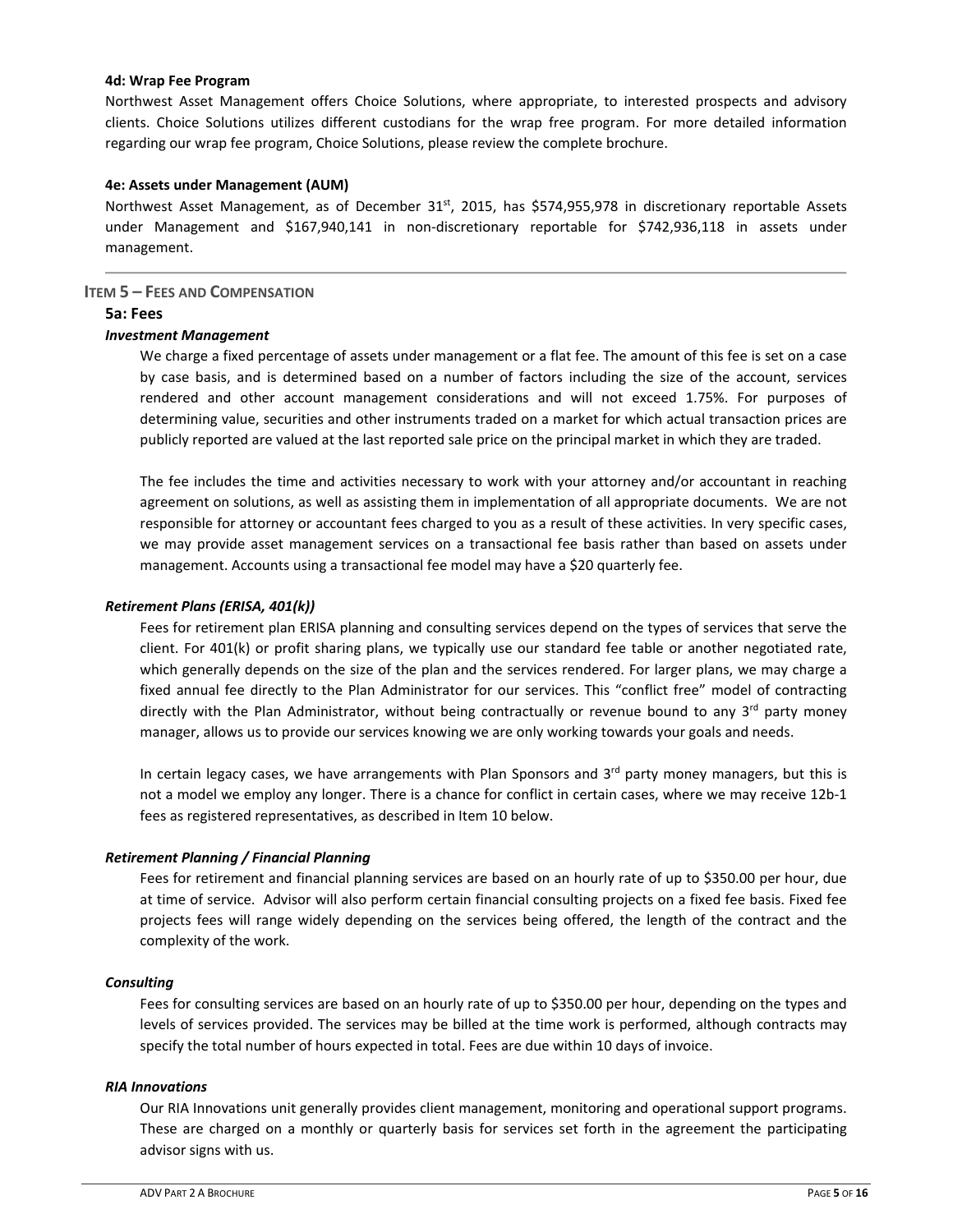**4d: Wrap Fee Program**

Northwest Asset Management offers Choice Solutions, where appropriate, to interested prospects and advisory clients. Choice Solutions utilizes different custodians for the wrap free program. For more detailed information regarding our wrap fee program, Choice Solutions, please review the complete brochure.

**4e: Assets under Management (AUM)**

Northwest Asset Management, as of December 31st, 2015, has $574,955,978 in discretionary reportable Assets under Management and $167,940,141 in non-discretionary reportable for $742,936,118 in assets under management.

---

## ITEM 5 – FEES AND COMPENSATION

### 5a: Fees

***Investment Management***

We charge a fixed percentage of assets under management or a flat fee. The amount of this fee is set on a case by case basis, and is determined based on a number of factors including the size of the account, services rendered and other account management considerations and will not exceed 1.75%. For purposes of determining value, securities and other instruments traded on a market for which actual transaction prices are publicly reported are valued at the last reported sale price on the principal market in which they are traded.

The fee includes the time and activities necessary to work with your attorney and/or accountant in reaching agreement on solutions, as well as assisting them in implementation of all appropriate documents. We are not responsible for attorney or accountant fees charged to you as a result of these activities. In very specific cases, we may provide asset management services on a transactional fee basis rather than based on assets under management. Accounts using a transactional fee model may have a $20 quarterly fee.

***Retirement Plans (ERISA, 401(k))***

Fees for retirement plan ERISA planning and consulting services depend on the types of services that serve the client. For 401(k) or profit sharing plans, we typically use our standard fee table or another negotiated rate, which generally depends on the size of the plan and the services rendered. For larger plans, we may charge a fixed annual fee directly to the Plan Administrator for our services. This "conflict free" model of contracting directly with the Plan Administrator, without being contractually or revenue bound to any 3rd party money manager, allows us to provide our services knowing we are only working towards your goals and needs.

In certain legacy cases, we have arrangements with Plan Sponsors and 3rd party money managers, but this is not a model we employ any longer. There is a chance for conflict in certain cases, where we may receive 12b-1 fees as registered representatives, as described in Item 10 below.

***Retirement Planning / Financial Planning***

Fees for retirement and financial planning services are based on an hourly rate of up to $350.00 per hour, due at time of service. Advisor will also perform certain financial consulting projects on a fixed fee basis. Fixed fee projects fees will range widely depending on the services being offered, the length of the contract and the complexity of the work.

***Consulting***

Fees for consulting services are based on an hourly rate of up to $350.00 per hour, depending on the types and levels of services provided. The services may be billed at the time work is performed, although contracts may specify the total number of hours expected in total. Fees are due within 10 days of invoice.

***RIA Innovations***

Our RIA Innovations unit generally provides client management, monitoring and operational support programs. These are charged on a monthly or quarterly basis for services set forth in the agreement the participating advisor signs with us.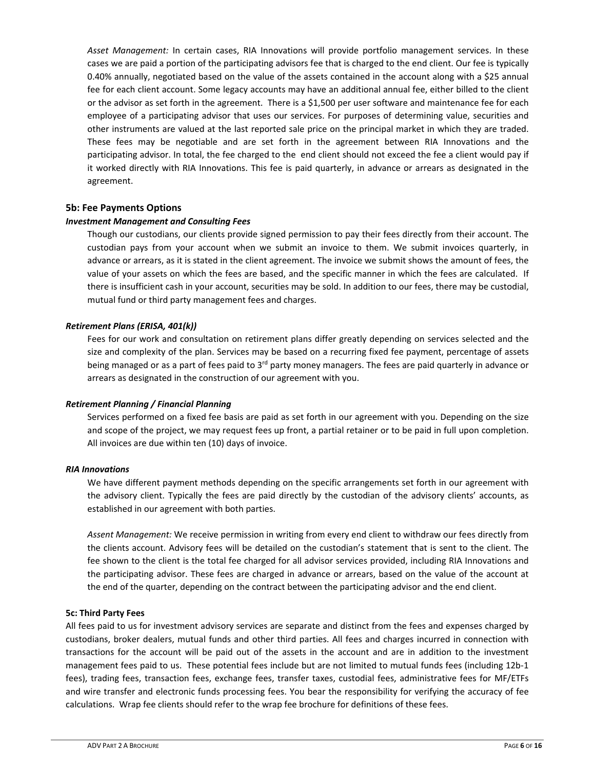*Asset Management:* In certain cases, RIA Innovations will provide portfolio management services. In these cases we are paid a portion of the participating advisors fee that is charged to the end client. Our fee is typically 0.40% annually, negotiated based on the value of the assets contained in the account along with a $25 annual fee for each client account. Some legacy accounts may have an additional annual fee, either billed to the client or the advisor as set forth in the agreement. There is a $1,500 per user software and maintenance fee for each employee of a participating advisor that uses our services. For purposes of determining value, securities and other instruments are valued at the last reported sale price on the principal market in which they are traded. These fees may be negotiable and are set forth in the agreement between RIA Innovations and the participating advisor. In total, the fee charged to the end client should not exceed the fee a client would pay if it worked directly with RIA Innovations. This fee is paid quarterly, in advance or arrears as designated in the agreement.

### 5b: Fee Payments Options

***Investment Management and Consulting Fees***

Though our custodians, our clients provide signed permission to pay their fees directly from their account. The custodian pays from your account when we submit an invoice to them. We submit invoices quarterly, in advance or arrears, as it is stated in the client agreement. The invoice we submit shows the amount of fees, the value of your assets on which the fees are based, and the specific manner in which the fees are calculated. If there is insufficient cash in your account, securities may be sold. In addition to our fees, there may be custodial, mutual fund or third party management fees and charges.

***Retirement Plans (ERISA, 401(k))***

Fees for our work and consultation on retirement plans differ greatly depending on services selected and the size and complexity of the plan. Services may be based on a recurring fixed fee payment, percentage of assets being managed or as a part of fees paid to 3rd party money managers. The fees are paid quarterly in advance or arrears as designated in the construction of our agreement with you.

***Retirement Planning / Financial Planning***

Services performed on a fixed fee basis are paid as set forth in our agreement with you. Depending on the size and scope of the project, we may request fees up front, a partial retainer or to be paid in full upon completion. All invoices are due within ten (10) days of invoice.

***RIA Innovations***

We have different payment methods depending on the specific arrangements set forth in our agreement with the advisory client. Typically the fees are paid directly by the custodian of the advisory clients' accounts, as established in our agreement with both parties.

*Assent Management:* We receive permission in writing from every end client to withdraw our fees directly from the clients account. Advisory fees will be detailed on the custodian's statement that is sent to the client. The fee shown to the client is the total fee charged for all advisor services provided, including RIA Innovations and the participating advisor. These fees are charged in advance or arrears, based on the value of the account at the end of the quarter, depending on the contract between the participating advisor and the end client.

**5c: Third Party Fees**

All fees paid to us for investment advisory services are separate and distinct from the fees and expenses charged by custodians, broker dealers, mutual funds and other third parties. All fees and charges incurred in connection with transactions for the account will be paid out of the assets in the account and are in addition to the investment management fees paid to us. These potential fees include but are not limited to mutual funds fees (including 12b-1 fees), trading fees, transaction fees, exchange fees, transfer taxes, custodial fees, administrative fees for MF/ETFs and wire transfer and electronic funds processing fees. You bear the responsibility for verifying the accuracy of fee calculations. Wrap fee clients should refer to the wrap fee brochure for definitions of these fees.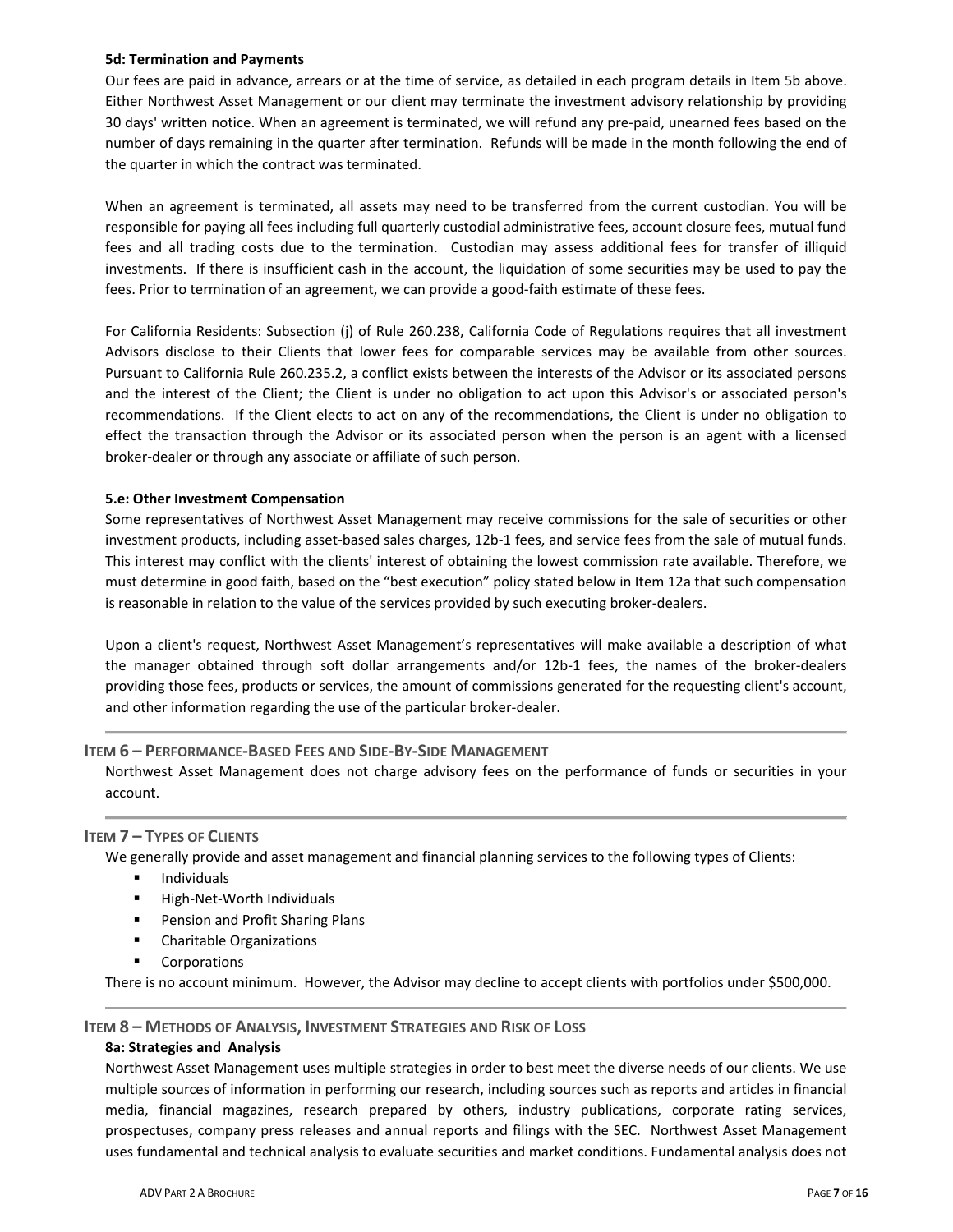### 5d: Termination and Payments

Our fees are paid in advance, arrears or at the time of service, as detailed in each program details in Item 5b above. Either Northwest Asset Management or our client may terminate the investment advisory relationship by providing 30 days' written notice. When an agreement is terminated, we will refund any pre-paid, unearned fees based on the number of days remaining in the quarter after termination. Refunds will be made in the month following the end of the quarter in which the contract was terminated.

When an agreement is terminated, all assets may need to be transferred from the current custodian. You will be responsible for paying all fees including full quarterly custodial administrative fees, account closure fees, mutual fund fees and all trading costs due to the termination. Custodian may assess additional fees for transfer of illiquid investments. If there is insufficient cash in the account, the liquidation of some securities may be used to pay the fees. Prior to termination of an agreement, we can provide a good-faith estimate of these fees.

For California Residents: Subsection (j) of Rule 260.238, California Code of Regulations requires that all investment Advisors disclose to their Clients that lower fees for comparable services may be available from other sources. Pursuant to California Rule 260.235.2, a conflict exists between the interests of the Advisor or its associated persons and the interest of the Client; the Client is under no obligation to act upon this Advisor's or associated person's recommendations. If the Client elects to act on any of the recommendations, the Client is under no obligation to effect the transaction through the Advisor or its associated person when the person is an agent with a licensed broker-dealer or through any associate or affiliate of such person.

### 5.e: Other Investment Compensation

Some representatives of Northwest Asset Management may receive commissions for the sale of securities or other investment products, including asset-based sales charges, 12b-1 fees, and service fees from the sale of mutual funds. This interest may conflict with the clients' interest of obtaining the lowest commission rate available. Therefore, we must determine in good faith, based on the "best execution" policy stated below in Item 12a that such compensation is reasonable in relation to the value of the services provided by such executing broker-dealers.

Upon a client's request, Northwest Asset Management's representatives will make available a description of what the manager obtained through soft dollar arrangements and/or 12b-1 fees, the names of the broker-dealers providing those fees, products or services, the amount of commissions generated for the requesting client's account, and other information regarding the use of the particular broker-dealer.

## Item 6 – Performance-Based Fees and Side-By-Side Management

Northwest Asset Management does not charge advisory fees on the performance of funds or securities in your account.

## Item 7 – Types of Clients

We generally provide and asset management and financial planning services to the following types of Clients:

- Individuals
- High-Net-Worth Individuals
- Pension and Profit Sharing Plans
- Charitable Organizations
- Corporations

There is no account minimum. However, the Advisor may decline to accept clients with portfolios under $500,000.

## Item 8 – Methods of Analysis, Investment Strategies and Risk of Loss

### 8a: Strategies and Analysis

Northwest Asset Management uses multiple strategies in order to best meet the diverse needs of our clients. We use multiple sources of information in performing our research, including sources such as reports and articles in financial media, financial magazines, research prepared by others, industry publications, corporate rating services, prospectuses, company press releases and annual reports and filings with the SEC. Northwest Asset Management uses fundamental and technical analysis to evaluate securities and market conditions. Fundamental analysis does not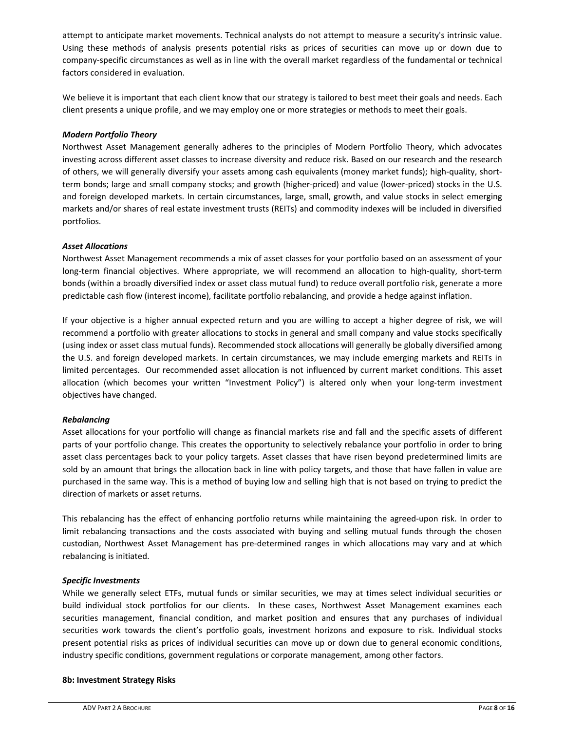attempt to anticipate market movements. Technical analysts do not attempt to measure a security's intrinsic value. Using these methods of analysis presents potential risks as prices of securities can move up or down due to company-specific circumstances as well as in line with the overall market regardless of the fundamental or technical factors considered in evaluation.

We believe it is important that each client know that our strategy is tailored to best meet their goals and needs. Each client presents a unique profile, and we may employ one or more strategies or methods to meet their goals.

***Modern Portfolio Theory***

Northwest Asset Management generally adheres to the principles of Modern Portfolio Theory, which advocates investing across different asset classes to increase diversity and reduce risk. Based on our research and the research of others, we will generally diversify your assets among cash equivalents (money market funds); high-quality, short-term bonds; large and small company stocks; and growth (higher-priced) and value (lower-priced) stocks in the U.S. and foreign developed markets. In certain circumstances, large, small, growth, and value stocks in select emerging markets and/or shares of real estate investment trusts (REITs) and commodity indexes will be included in diversified portfolios.

***Asset Allocations***

Northwest Asset Management recommends a mix of asset classes for your portfolio based on an assessment of your long-term financial objectives. Where appropriate, we will recommend an allocation to high-quality, short-term bonds (within a broadly diversified index or asset class mutual fund) to reduce overall portfolio risk, generate a more predictable cash flow (interest income), facilitate portfolio rebalancing, and provide a hedge against inflation.

If your objective is a higher annual expected return and you are willing to accept a higher degree of risk, we will recommend a portfolio with greater allocations to stocks in general and small company and value stocks specifically (using index or asset class mutual funds). Recommended stock allocations will generally be globally diversified among the U.S. and foreign developed markets. In certain circumstances, we may include emerging markets and REITs in limited percentages. Our recommended asset allocation is not influenced by current market conditions. This asset allocation (which becomes your written "Investment Policy") is altered only when your long-term investment objectives have changed.

***Rebalancing***

Asset allocations for your portfolio will change as financial markets rise and fall and the specific assets of different parts of your portfolio change. This creates the opportunity to selectively rebalance your portfolio in order to bring asset class percentages back to your policy targets. Asset classes that have risen beyond predetermined limits are sold by an amount that brings the allocation back in line with policy targets, and those that have fallen in value are purchased in the same way. This is a method of buying low and selling high that is not based on trying to predict the direction of markets or asset returns.

This rebalancing has the effect of enhancing portfolio returns while maintaining the agreed-upon risk. In order to limit rebalancing transactions and the costs associated with buying and selling mutual funds through the chosen custodian, Northwest Asset Management has pre-determined ranges in which allocations may vary and at which rebalancing is initiated.

***Specific Investments***

While we generally select ETFs, mutual funds or similar securities, we may at times select individual securities or build individual stock portfolios for our clients. In these cases, Northwest Asset Management examines each securities management, financial condition, and market position and ensures that any purchases of individual securities work towards the client's portfolio goals, investment horizons and exposure to risk. Individual stocks present potential risks as prices of individual securities can move up or down due to general economic conditions, industry specific conditions, government regulations or corporate management, among other factors.

**8b: Investment Strategy Risks**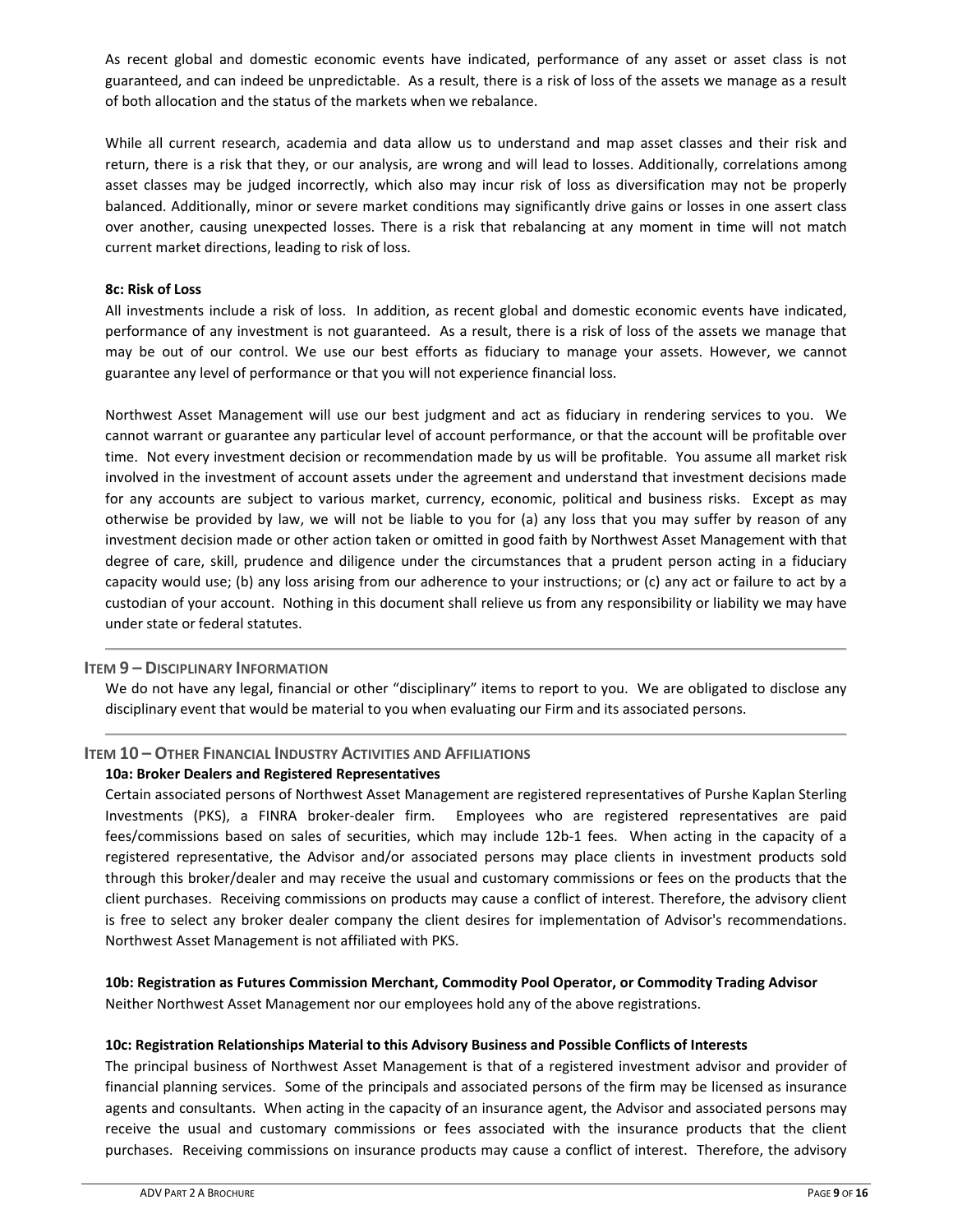As recent global and domestic economic events have indicated, performance of any asset or asset class is not guaranteed, and can indeed be unpredictable. As a result, there is a risk of loss of the assets we manage as a result of both allocation and the status of the markets when we rebalance.

While all current research, academia and data allow us to understand and map asset classes and their risk and return, there is a risk that they, or our analysis, are wrong and will lead to losses. Additionally, correlations among asset classes may be judged incorrectly, which also may incur risk of loss as diversification may not be properly balanced. Additionally, minor or severe market conditions may significantly drive gains or losses in one assert class over another, causing unexpected losses. There is a risk that rebalancing at any moment in time will not match current market directions, leading to risk of loss.

**8c: Risk of Loss**

All investments include a risk of loss. In addition, as recent global and domestic economic events have indicated, performance of any investment is not guaranteed. As a result, there is a risk of loss of the assets we manage that may be out of our control. We use our best efforts as fiduciary to manage your assets. However, we cannot guarantee any level of performance or that you will not experience financial loss.

Northwest Asset Management will use our best judgment and act as fiduciary in rendering services to you. We cannot warrant or guarantee any particular level of account performance, or that the account will be profitable over time. Not every investment decision or recommendation made by us will be profitable. You assume all market risk involved in the investment of account assets under the agreement and understand that investment decisions made for any accounts are subject to various market, currency, economic, political and business risks. Except as may otherwise be provided by law, we will not be liable to you for (a) any loss that you may suffer by reason of any investment decision made or other action taken or omitted in good faith by Northwest Asset Management with that degree of care, skill, prudence and diligence under the circumstances that a prudent person acting in a fiduciary capacity would use; (b) any loss arising from our adherence to your instructions; or (c) any act or failure to act by a custodian of your account. Nothing in this document shall relieve us from any responsibility or liability we may have under state or federal statutes.

## Item 9 – Disciplinary Information

We do not have any legal, financial or other "disciplinary" items to report to you. We are obligated to disclose any disciplinary event that would be material to you when evaluating our Firm and its associated persons.

## Item 10 – Other Financial Industry Activities and Affiliations

**10a: Broker Dealers and Registered Representatives**

Certain associated persons of Northwest Asset Management are registered representatives of Purshe Kaplan Sterling Investments (PKS), a FINRA broker-dealer firm. Employees who are registered representatives are paid fees/commissions based on sales of securities, which may include 12b-1 fees. When acting in the capacity of a registered representative, the Advisor and/or associated persons may place clients in investment products sold through this broker/dealer and may receive the usual and customary commissions or fees on the products that the client purchases. Receiving commissions on products may cause a conflict of interest. Therefore, the advisory client is free to select any broker dealer company the client desires for implementation of Advisor's recommendations. Northwest Asset Management is not affiliated with PKS.

**10b: Registration as Futures Commission Merchant, Commodity Pool Operator, or Commodity Trading Advisor**

Neither Northwest Asset Management nor our employees hold any of the above registrations.

**10c: Registration Relationships Material to this Advisory Business and Possible Conflicts of Interests**

The principal business of Northwest Asset Management is that of a registered investment advisor and provider of financial planning services. Some of the principals and associated persons of the firm may be licensed as insurance agents and consultants. When acting in the capacity of an insurance agent, the Advisor and associated persons may receive the usual and customary commissions or fees associated with the insurance products that the client purchases. Receiving commissions on insurance products may cause a conflict of interest. Therefore, the advisory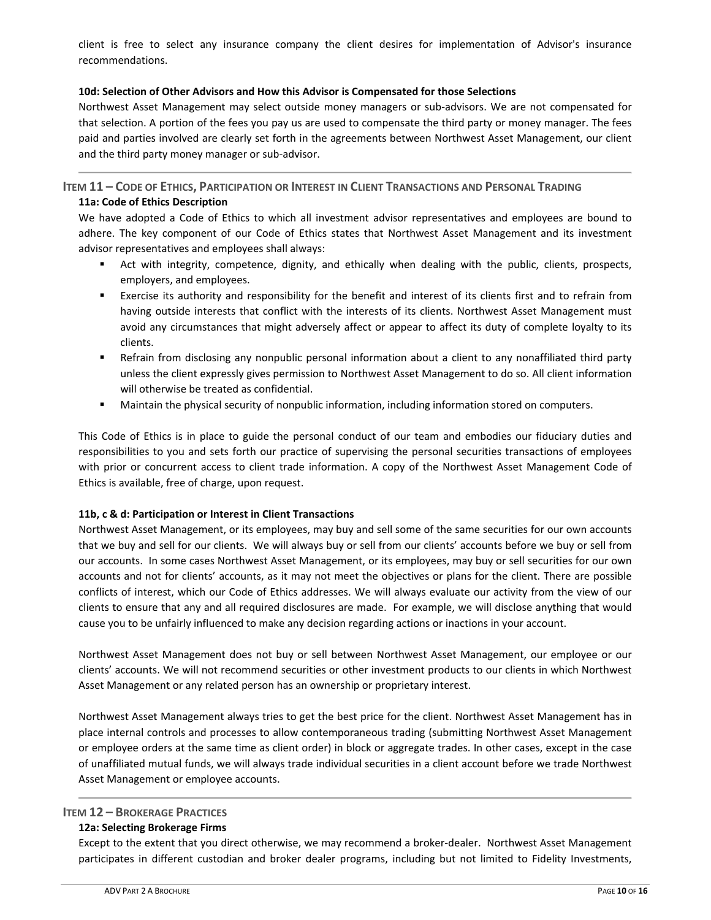client is free to select any insurance company the client desires for implementation of Advisor's insurance recommendations.

**10d: Selection of Other Advisors and How this Advisor is Compensated for those Selections**

Northwest Asset Management may select outside money managers or sub-advisors. We are not compensated for that selection. A portion of the fees you pay us are used to compensate the third party or money manager. The fees paid and parties involved are clearly set forth in the agreements between Northwest Asset Management, our client and the third party money manager or sub-advisor.

## ITEM 11 – CODE OF ETHICS, PARTICIPATION OR INTEREST IN CLIENT TRANSACTIONS AND PERSONAL TRADING

**11a: Code of Ethics Description**

We have adopted a Code of Ethics to which all investment advisor representatives and employees are bound to adhere. The key component of our Code of Ethics states that Northwest Asset Management and its investment advisor representatives and employees shall always:

- Act with integrity, competence, dignity, and ethically when dealing with the public, clients, prospects, employers, and employees.
- Exercise its authority and responsibility for the benefit and interest of its clients first and to refrain from having outside interests that conflict with the interests of its clients. Northwest Asset Management must avoid any circumstances that might adversely affect or appear to affect its duty of complete loyalty to its clients.
- Refrain from disclosing any nonpublic personal information about a client to any nonaffiliated third party unless the client expressly gives permission to Northwest Asset Management to do so. All client information will otherwise be treated as confidential.
- Maintain the physical security of nonpublic information, including information stored on computers.

This Code of Ethics is in place to guide the personal conduct of our team and embodies our fiduciary duties and responsibilities to you and sets forth our practice of supervising the personal securities transactions of employees with prior or concurrent access to client trade information. A copy of the Northwest Asset Management Code of Ethics is available, free of charge, upon request.

**11b, c & d: Participation or Interest in Client Transactions**

Northwest Asset Management, or its employees, may buy and sell some of the same securities for our own accounts that we buy and sell for our clients. We will always buy or sell from our clients' accounts before we buy or sell from our accounts. In some cases Northwest Asset Management, or its employees, may buy or sell securities for our own accounts and not for clients' accounts, as it may not meet the objectives or plans for the client. There are possible conflicts of interest, which our Code of Ethics addresses. We will always evaluate our activity from the view of our clients to ensure that any and all required disclosures are made. For example, we will disclose anything that would cause you to be unfairly influenced to make any decision regarding actions or inactions in your account.

Northwest Asset Management does not buy or sell between Northwest Asset Management, our employee or our clients' accounts. We will not recommend securities or other investment products to our clients in which Northwest Asset Management or any related person has an ownership or proprietary interest.

Northwest Asset Management always tries to get the best price for the client. Northwest Asset Management has in place internal controls and processes to allow contemporaneous trading (submitting Northwest Asset Management or employee orders at the same time as client order) in block or aggregate trades. In other cases, except in the case of unaffiliated mutual funds, we will always trade individual securities in a client account before we trade Northwest Asset Management or employee accounts.

## ITEM 12 – BROKERAGE PRACTICES

**12a: Selecting Brokerage Firms**

Except to the extent that you direct otherwise, we may recommend a broker-dealer. Northwest Asset Management participates in different custodian and broker dealer programs, including but not limited to Fidelity Investments,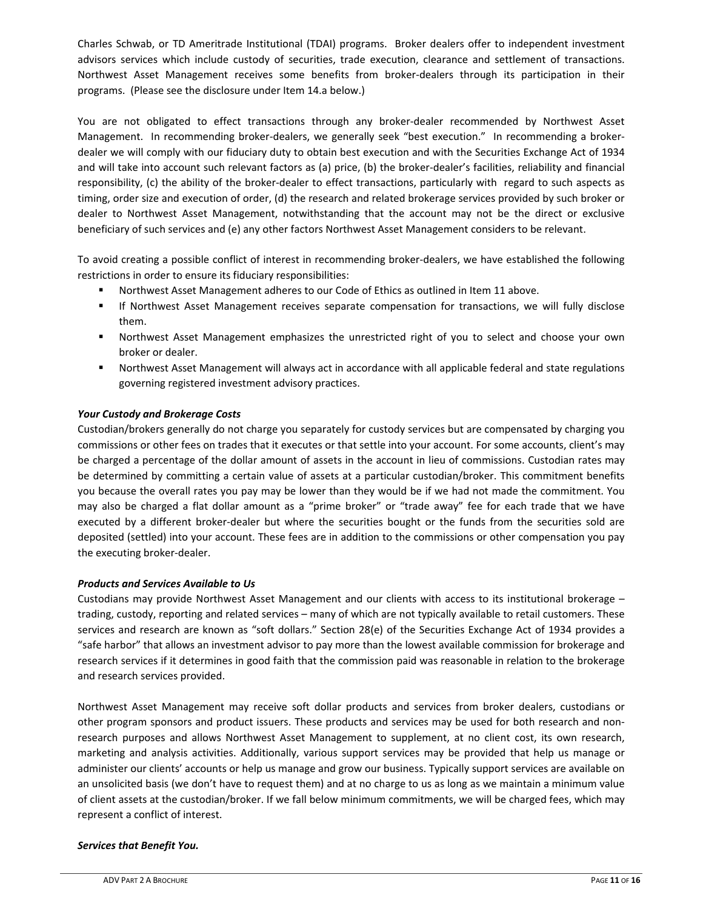Charles Schwab, or TD Ameritrade Institutional (TDAI) programs. Broker dealers offer to independent investment advisors services which include custody of securities, trade execution, clearance and settlement of transactions. Northwest Asset Management receives some benefits from broker-dealers through its participation in their programs. (Please see the disclosure under Item 14.a below.)

You are not obligated to effect transactions through any broker-dealer recommended by Northwest Asset Management. In recommending broker-dealers, we generally seek "best execution." In recommending a broker-dealer we will comply with our fiduciary duty to obtain best execution and with the Securities Exchange Act of 1934 and will take into account such relevant factors as (a) price, (b) the broker-dealer's facilities, reliability and financial responsibility, (c) the ability of the broker-dealer to effect transactions, particularly with regard to such aspects as timing, order size and execution of order, (d) the research and related brokerage services provided by such broker or dealer to Northwest Asset Management, notwithstanding that the account may not be the direct or exclusive beneficiary of such services and (e) any other factors Northwest Asset Management considers to be relevant.

To avoid creating a possible conflict of interest in recommending broker-dealers, we have established the following restrictions in order to ensure its fiduciary responsibilities:

- Northwest Asset Management adheres to our Code of Ethics as outlined in Item 11 above.
- If Northwest Asset Management receives separate compensation for transactions, we will fully disclose them.
- Northwest Asset Management emphasizes the unrestricted right of you to select and choose your own broker or dealer.
- Northwest Asset Management will always act in accordance with all applicable federal and state regulations governing registered investment advisory practices.

***Your Custody and Brokerage Costs***

Custodian/brokers generally do not charge you separately for custody services but are compensated by charging you commissions or other fees on trades that it executes or that settle into your account. For some accounts, client's may be charged a percentage of the dollar amount of assets in the account in lieu of commissions. Custodian rates may be determined by committing a certain value of assets at a particular custodian/broker. This commitment benefits you because the overall rates you pay may be lower than they would be if we had not made the commitment. You may also be charged a flat dollar amount as a "prime broker" or "trade away" fee for each trade that we have executed by a different broker-dealer but where the securities bought or the funds from the securities sold are deposited (settled) into your account. These fees are in addition to the commissions or other compensation you pay the executing broker-dealer.

***Products and Services Available to Us***

Custodians may provide Northwest Asset Management and our clients with access to its institutional brokerage – trading, custody, reporting and related services – many of which are not typically available to retail customers. These services and research are known as "soft dollars." Section 28(e) of the Securities Exchange Act of 1934 provides a "safe harbor" that allows an investment advisor to pay more than the lowest available commission for brokerage and research services if it determines in good faith that the commission paid was reasonable in relation to the brokerage and research services provided.

Northwest Asset Management may receive soft dollar products and services from broker dealers, custodians or other program sponsors and product issuers. These products and services may be used for both research and non-research purposes and allows Northwest Asset Management to supplement, at no client cost, its own research, marketing and analysis activities. Additionally, various support services may be provided that help us manage or administer our clients' accounts or help us manage and grow our business. Typically support services are available on an unsolicited basis (we don't have to request them) and at no charge to us as long as we maintain a minimum value of client assets at the custodian/broker. If we fall below minimum commitments, we will be charged fees, which may represent a conflict of interest.

***Services that Benefit You.***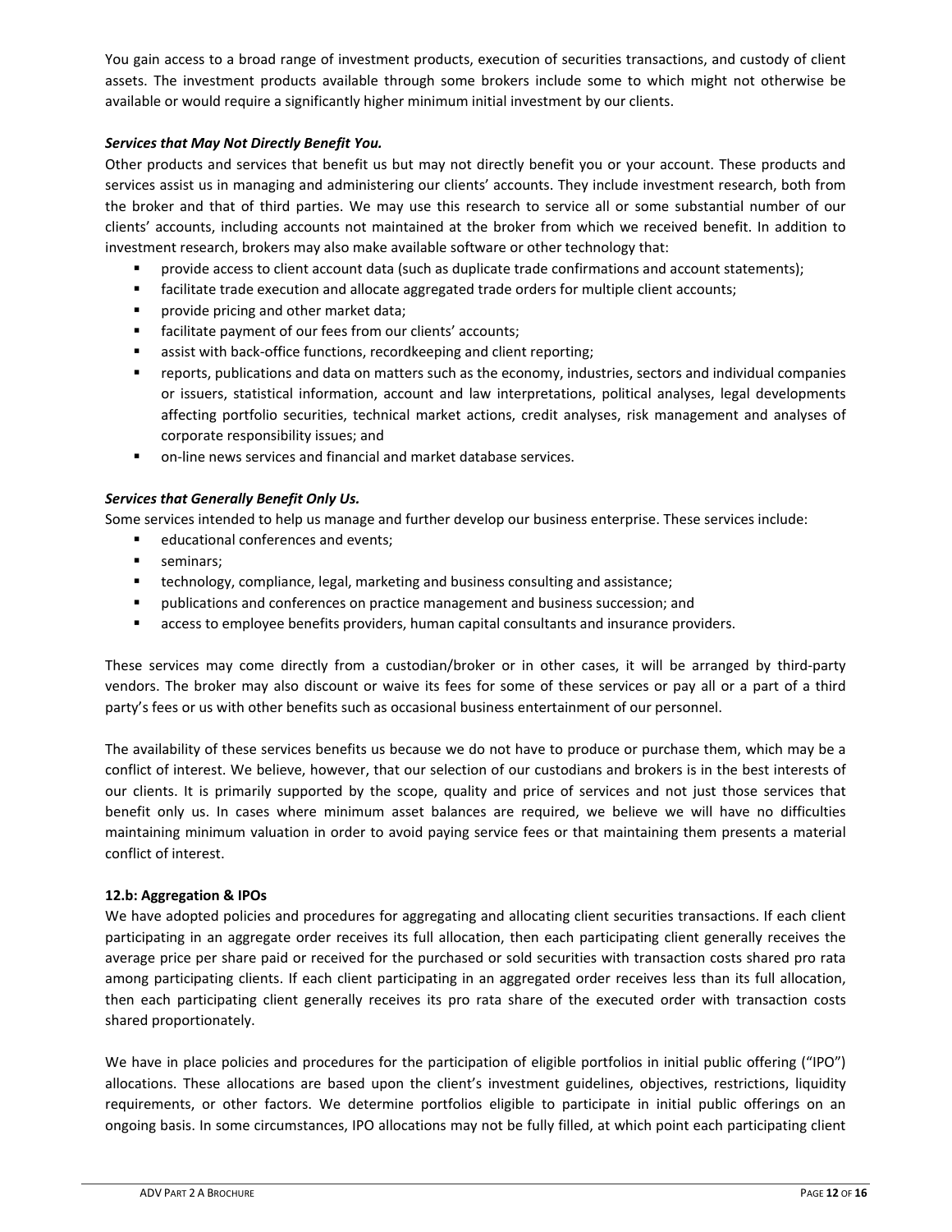You gain access to a broad range of investment products, execution of securities transactions, and custody of client assets. The investment products available through some brokers include some to which might not otherwise be available or would require a significantly higher minimum initial investment by our clients.

***Services that May Not Directly Benefit You.***

Other products and services that benefit us but may not directly benefit you or your account. These products and services assist us in managing and administering our clients' accounts. They include investment research, both from the broker and that of third parties. We may use this research to service all or some substantial number of our clients' accounts, including accounts not maintained at the broker from which we received benefit. In addition to investment research, brokers may also make available software or other technology that:

- provide access to client account data (such as duplicate trade confirmations and account statements);
- facilitate trade execution and allocate aggregated trade orders for multiple client accounts;
- provide pricing and other market data;
- facilitate payment of our fees from our clients' accounts;
- assist with back-office functions, recordkeeping and client reporting;
- reports, publications and data on matters such as the economy, industries, sectors and individual companies or issuers, statistical information, account and law interpretations, political analyses, legal developments affecting portfolio securities, technical market actions, credit analyses, risk management and analyses of corporate responsibility issues; and
- on-line news services and financial and market database services.

***Services that Generally Benefit Only Us.***

Some services intended to help us manage and further develop our business enterprise. These services include:

- educational conferences and events;
- seminars;
- technology, compliance, legal, marketing and business consulting and assistance;
- publications and conferences on practice management and business succession; and
- access to employee benefits providers, human capital consultants and insurance providers.

These services may come directly from a custodian/broker or in other cases, it will be arranged by third-party vendors. The broker may also discount or waive its fees for some of these services or pay all or a part of a third party's fees or us with other benefits such as occasional business entertainment of our personnel.

The availability of these services benefits us because we do not have to produce or purchase them, which may be a conflict of interest. We believe, however, that our selection of our custodians and brokers is in the best interests of our clients. It is primarily supported by the scope, quality and price of services and not just those services that benefit only us. In cases where minimum asset balances are required, we believe we will have no difficulties maintaining minimum valuation in order to avoid paying service fees or that maintaining them presents a material conflict of interest.

**12.b: Aggregation & IPOs**

We have adopted policies and procedures for aggregating and allocating client securities transactions. If each client participating in an aggregate order receives its full allocation, then each participating client generally receives the average price per share paid or received for the purchased or sold securities with transaction costs shared pro rata among participating clients. If each client participating in an aggregated order receives less than its full allocation, then each participating client generally receives its pro rata share of the executed order with transaction costs shared proportionately.

We have in place policies and procedures for the participation of eligible portfolios in initial public offering ("IPO") allocations. These allocations are based upon the client's investment guidelines, objectives, restrictions, liquidity requirements, or other factors. We determine portfolios eligible to participate in initial public offerings on an ongoing basis. In some circumstances, IPO allocations may not be fully filled, at which point each participating client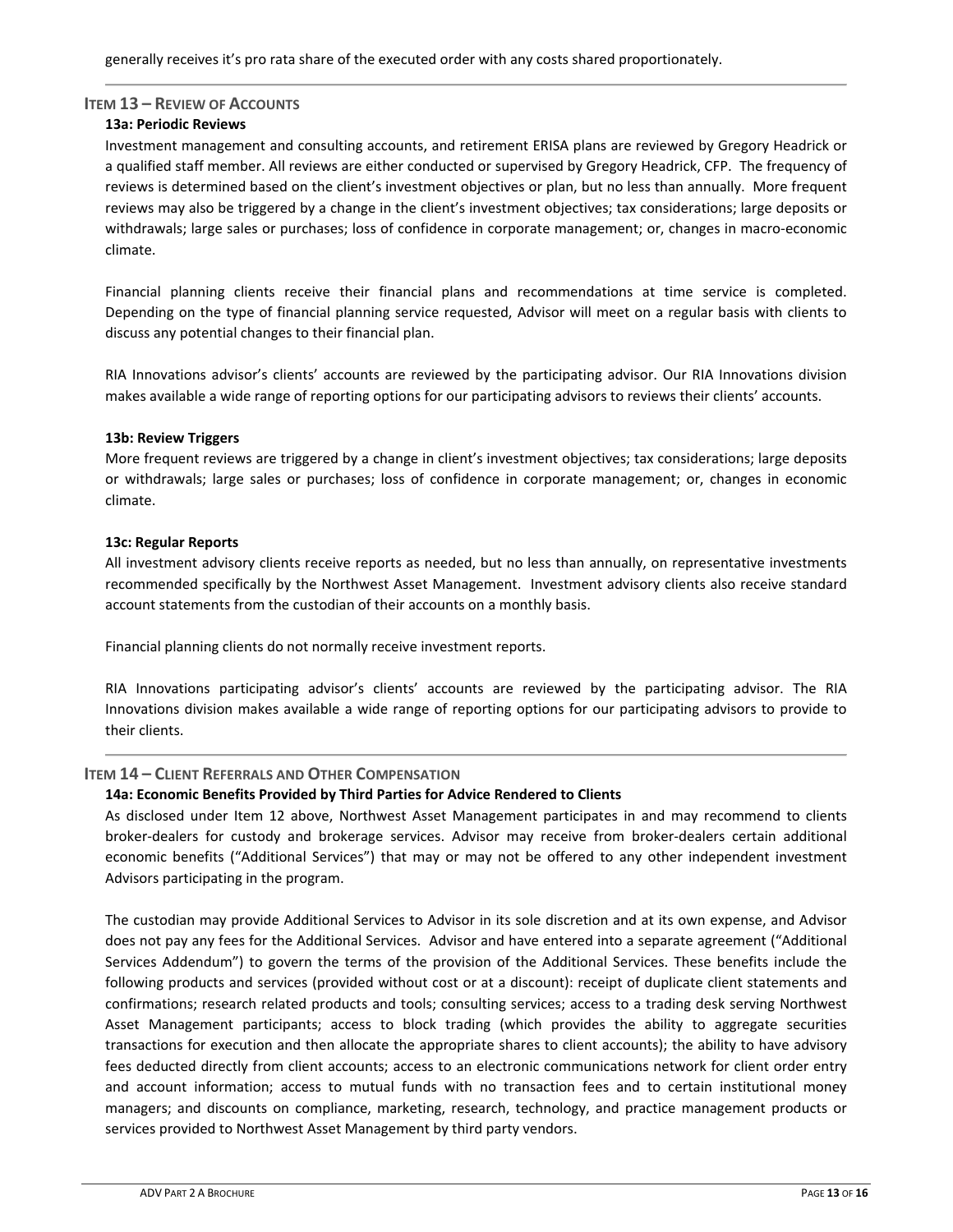generally receives it's pro rata share of the executed order with any costs shared proportionately.

## ITEM 13 – REVIEW OF ACCOUNTS

### 13a: Periodic Reviews

Investment management and consulting accounts, and retirement ERISA plans are reviewed by Gregory Headrick or a qualified staff member. All reviews are either conducted or supervised by Gregory Headrick, CFP. The frequency of reviews is determined based on the client's investment objectives or plan, but no less than annually. More frequent reviews may also be triggered by a change in the client's investment objectives; tax considerations; large deposits or withdrawals; large sales or purchases; loss of confidence in corporate management; or, changes in macro-economic climate.

Financial planning clients receive their financial plans and recommendations at time service is completed. Depending on the type of financial planning service requested, Advisor will meet on a regular basis with clients to discuss any potential changes to their financial plan.

RIA Innovations advisor's clients' accounts are reviewed by the participating advisor. Our RIA Innovations division makes available a wide range of reporting options for our participating advisors to reviews their clients' accounts.

### 13b: Review Triggers

More frequent reviews are triggered by a change in client's investment objectives; tax considerations; large deposits or withdrawals; large sales or purchases; loss of confidence in corporate management; or, changes in economic climate.

### 13c: Regular Reports

All investment advisory clients receive reports as needed, but no less than annually, on representative investments recommended specifically by the Northwest Asset Management. Investment advisory clients also receive standard account statements from the custodian of their accounts on a monthly basis.

Financial planning clients do not normally receive investment reports.

RIA Innovations participating advisor's clients' accounts are reviewed by the participating advisor. The RIA Innovations division makes available a wide range of reporting options for our participating advisors to provide to their clients.

## ITEM 14 – CLIENT REFERRALS AND OTHER COMPENSATION

### 14a: Economic Benefits Provided by Third Parties for Advice Rendered to Clients

As disclosed under Item 12 above, Northwest Asset Management participates in and may recommend to clients broker-dealers for custody and brokerage services. Advisor may receive from broker-dealers certain additional economic benefits ("Additional Services") that may or may not be offered to any other independent investment Advisors participating in the program.

The custodian may provide Additional Services to Advisor in its sole discretion and at its own expense, and Advisor does not pay any fees for the Additional Services. Advisor and have entered into a separate agreement ("Additional Services Addendum") to govern the terms of the provision of the Additional Services. These benefits include the following products and services (provided without cost or at a discount): receipt of duplicate client statements and confirmations; research related products and tools; consulting services; access to a trading desk serving Northwest Asset Management participants; access to block trading (which provides the ability to aggregate securities transactions for execution and then allocate the appropriate shares to client accounts); the ability to have advisory fees deducted directly from client accounts; access to an electronic communications network for client order entry and account information; access to mutual funds with no transaction fees and to certain institutional money managers; and discounts on compliance, marketing, research, technology, and practice management products or services provided to Northwest Asset Management by third party vendors.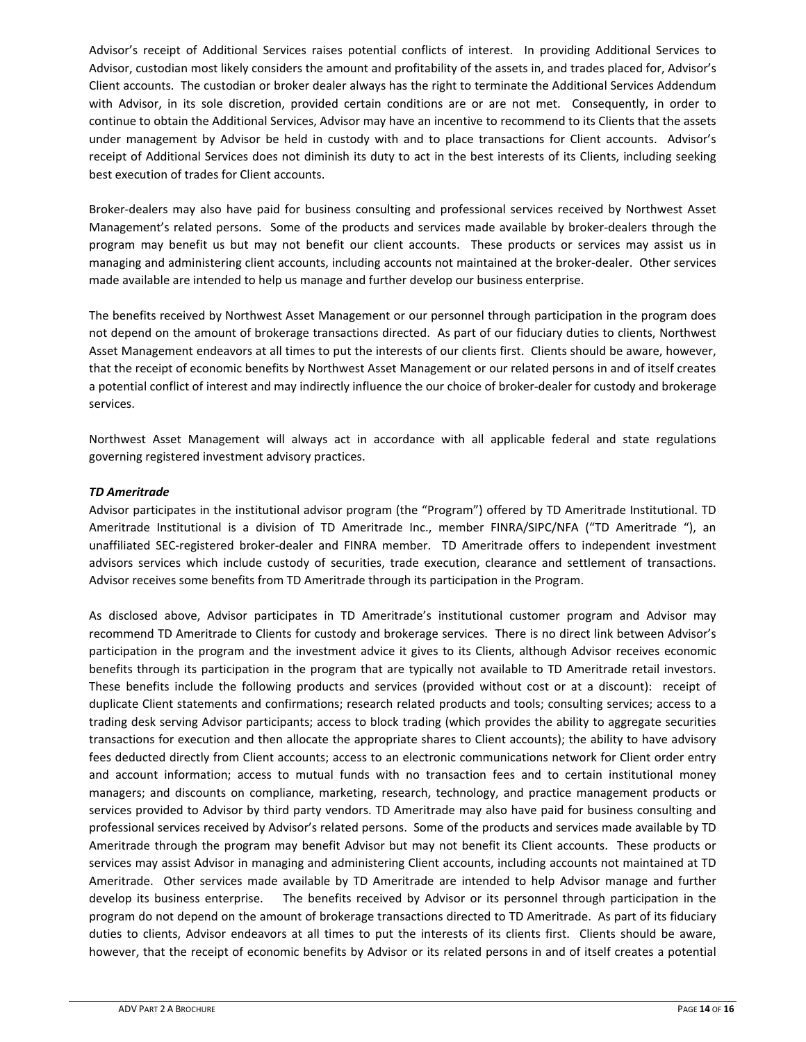Advisor's receipt of Additional Services raises potential conflicts of interest. In providing Additional Services to Advisor, custodian most likely considers the amount and profitability of the assets in, and trades placed for, Advisor's Client accounts. The custodian or broker dealer always has the right to terminate the Additional Services Addendum with Advisor, in its sole discretion, provided certain conditions are or are not met. Consequently, in order to continue to obtain the Additional Services, Advisor may have an incentive to recommend to its Clients that the assets under management by Advisor be held in custody with and to place transactions for Client accounts. Advisor's receipt of Additional Services does not diminish its duty to act in the best interests of its Clients, including seeking best execution of trades for Client accounts.

Broker-dealers may also have paid for business consulting and professional services received by Northwest Asset Management's related persons. Some of the products and services made available by broker-dealers through the program may benefit us but may not benefit our client accounts. These products or services may assist us in managing and administering client accounts, including accounts not maintained at the broker-dealer. Other services made available are intended to help us manage and further develop our business enterprise.

The benefits received by Northwest Asset Management or our personnel through participation in the program does not depend on the amount of brokerage transactions directed. As part of our fiduciary duties to clients, Northwest Asset Management endeavors at all times to put the interests of our clients first. Clients should be aware, however, that the receipt of economic benefits by Northwest Asset Management or our related persons in and of itself creates a potential conflict of interest and may indirectly influence the our choice of broker-dealer for custody and brokerage services.

Northwest Asset Management will always act in accordance with all applicable federal and state regulations governing registered investment advisory practices.

***TD Ameritrade***

Advisor participates in the institutional advisor program (the "Program") offered by TD Ameritrade Institutional. TD Ameritrade Institutional is a division of TD Ameritrade Inc., member FINRA/SIPC/NFA ("TD Ameritrade "), an unaffiliated SEC-registered broker-dealer and FINRA member. TD Ameritrade offers to independent investment advisors services which include custody of securities, trade execution, clearance and settlement of transactions. Advisor receives some benefits from TD Ameritrade through its participation in the Program.

As disclosed above, Advisor participates in TD Ameritrade's institutional customer program and Advisor may recommend TD Ameritrade to Clients for custody and brokerage services. There is no direct link between Advisor's participation in the program and the investment advice it gives to its Clients, although Advisor receives economic benefits through its participation in the program that are typically not available to TD Ameritrade retail investors. These benefits include the following products and services (provided without cost or at a discount): receipt of duplicate Client statements and confirmations; research related products and tools; consulting services; access to a trading desk serving Advisor participants; access to block trading (which provides the ability to aggregate securities transactions for execution and then allocate the appropriate shares to Client accounts); the ability to have advisory fees deducted directly from Client accounts; access to an electronic communications network for Client order entry and account information; access to mutual funds with no transaction fees and to certain institutional money managers; and discounts on compliance, marketing, research, technology, and practice management products or services provided to Advisor by third party vendors. TD Ameritrade may also have paid for business consulting and professional services received by Advisor's related persons. Some of the products and services made available by TD Ameritrade through the program may benefit Advisor but may not benefit its Client accounts. These products or services may assist Advisor in managing and administering Client accounts, including accounts not maintained at TD Ameritrade. Other services made available by TD Ameritrade are intended to help Advisor manage and further develop its business enterprise. The benefits received by Advisor or its personnel through participation in the program do not depend on the amount of brokerage transactions directed to TD Ameritrade. As part of its fiduciary duties to clients, Advisor endeavors at all times to put the interests of its clients first. Clients should be aware, however, that the receipt of economic benefits by Advisor or its related persons in and of itself creates a potential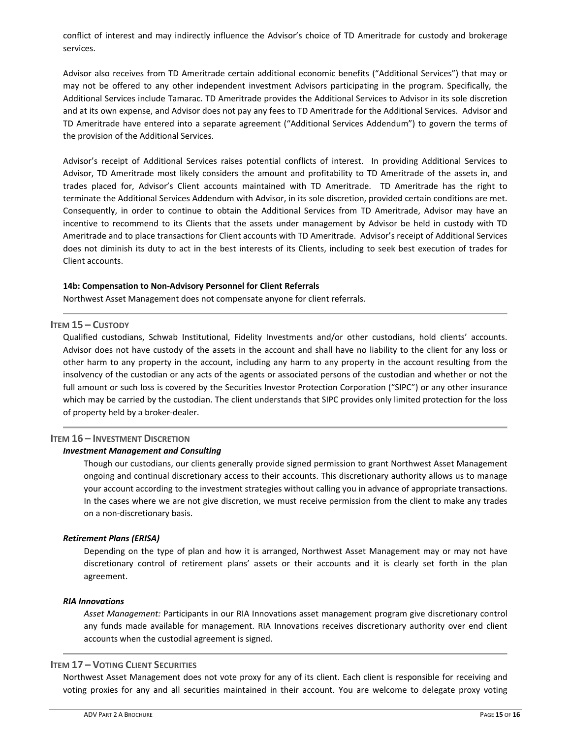conflict of interest and may indirectly influence the Advisor's choice of TD Ameritrade for custody and brokerage services.

Advisor also receives from TD Ameritrade certain additional economic benefits ("Additional Services") that may or may not be offered to any other independent investment Advisors participating in the program. Specifically, the Additional Services include Tamarac. TD Ameritrade provides the Additional Services to Advisor in its sole discretion and at its own expense, and Advisor does not pay any fees to TD Ameritrade for the Additional Services. Advisor and TD Ameritrade have entered into a separate agreement ("Additional Services Addendum") to govern the terms of the provision of the Additional Services.

Advisor's receipt of Additional Services raises potential conflicts of interest. In providing Additional Services to Advisor, TD Ameritrade most likely considers the amount and profitability to TD Ameritrade of the assets in, and trades placed for, Advisor's Client accounts maintained with TD Ameritrade. TD Ameritrade has the right to terminate the Additional Services Addendum with Advisor, in its sole discretion, provided certain conditions are met. Consequently, in order to continue to obtain the Additional Services from TD Ameritrade, Advisor may have an incentive to recommend to its Clients that the assets under management by Advisor be held in custody with TD Ameritrade and to place transactions for Client accounts with TD Ameritrade. Advisor's receipt of Additional Services does not diminish its duty to act in the best interests of its Clients, including to seek best execution of trades for Client accounts.

**14b: Compensation to Non-Advisory Personnel for Client Referrals**

Northwest Asset Management does not compensate anyone for client referrals.

## ITEM 15 – CUSTODY

Qualified custodians, Schwab Institutional, Fidelity Investments and/or other custodians, hold clients' accounts. Advisor does not have custody of the assets in the account and shall have no liability to the client for any loss or other harm to any property in the account, including any harm to any property in the account resulting from the insolvency of the custodian or any acts of the agents or associated persons of the custodian and whether or not the full amount or such loss is covered by the Securities Investor Protection Corporation ("SIPC") or any other insurance which may be carried by the custodian. The client understands that SIPC provides only limited protection for the loss of property held by a broker-dealer.

## ITEM 16 – INVESTMENT DISCRETION

***Investment Management and Consulting***

Though our custodians, our clients generally provide signed permission to grant Northwest Asset Management ongoing and continual discretionary access to their accounts. This discretionary authority allows us to manage your account according to the investment strategies without calling you in advance of appropriate transactions. In the cases where we are not give discretion, we must receive permission from the client to make any trades on a non-discretionary basis.

***Retirement Plans (ERISA)***

Depending on the type of plan and how it is arranged, Northwest Asset Management may or may not have discretionary control of retirement plans' assets or their accounts and it is clearly set forth in the plan agreement.

***RIA Innovations***

*Asset Management:* Participants in our RIA Innovations asset management program give discretionary control any funds made available for management. RIA Innovations receives discretionary authority over end client accounts when the custodial agreement is signed.

## ITEM 17 – VOTING CLIENT SECURITIES

Northwest Asset Management does not vote proxy for any of its client. Each client is responsible for receiving and voting proxies for any and all securities maintained in their account. You are welcome to delegate proxy voting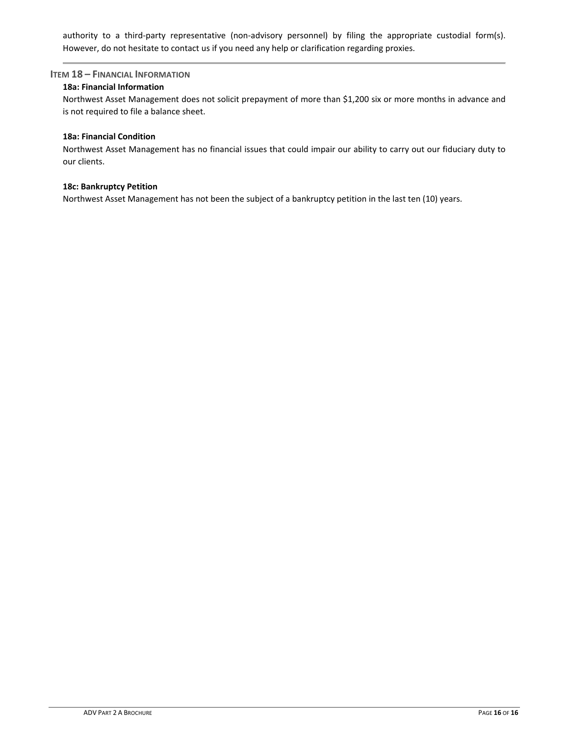authority to a third-party representative (non-advisory personnel) by filing the appropriate custodial form(s). However, do not hesitate to contact us if you need any help or clarification regarding proxies.

## Item 18 – Financial Information

### 18a: Financial Information

Northwest Asset Management does not solicit prepayment of more than $1,200 six or more months in advance and is not required to file a balance sheet.

### 18a: Financial Condition

Northwest Asset Management has no financial issues that could impair our ability to carry out our fiduciary duty to our clients.

### 18c: Bankruptcy Petition

Northwest Asset Management has not been the subject of a bankruptcy petition in the last ten (10) years.